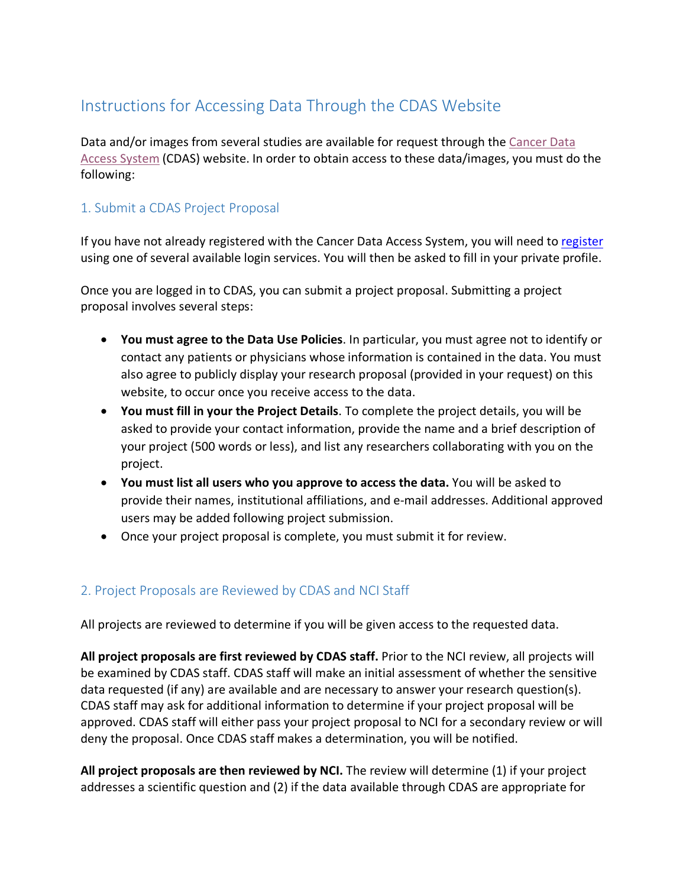# Instructions for Accessing Data Through the CDAS Website

Data and/or images from several studies are available for request through the Cancer Data Access System (CDAS) website. In order to obtain access to these data/images, you must do the following:

## 1. Submit a CDAS Project Proposal

If you have not already registered with the Cancer Data Access System, you will need to register using one of several available login services. You will then be asked to fill in your private profile.

Once you are logged in to CDAS, you can submit a project proposal. Submitting a project proposal involves several steps:

- **You must agree to the Data Use Policies**. In particular, you must agree not to identify or contact any patients or physicians whose information is contained in the data. You must also agree to publicly display your research proposal (provided in your request) on this website, to occur once you receive access to the data.
- **You must fill in your the Project Details**. To complete the project details, you will be asked to provide your contact information, provide the name and a brief description of your project (500 words or less), and list any researchers collaborating with you on the project.
- **You must list all users who you approve to access the data.** You will be asked to provide their names, institutional affiliations, and e-mail addresses. Additional approved users may be added following project submission.
- Once your project proposal is complete, you must submit it for review.

## 2. Project Proposals are Reviewed by CDAS and NCI Staff

All projects are reviewed to determine if you will be given access to the requested data.

**All project proposals are first reviewed by CDAS staff.** Prior to the NCI review, all projects will be examined by CDAS staff. CDAS staff will make an initial assessment of whether the sensitive data requested (if any) are available and are necessary to answer your research question(s). CDAS staff may ask for additional information to determine if your project proposal will be approved. CDAS staff will either pass your project proposal to NCI for a secondary review or will deny the proposal. Once CDAS staff makes a determination, you will be notified.

**All project proposals are then reviewed by NCI.** The review will determine (1) if your project addresses a scientific question and (2) if the data available through CDAS are appropriate for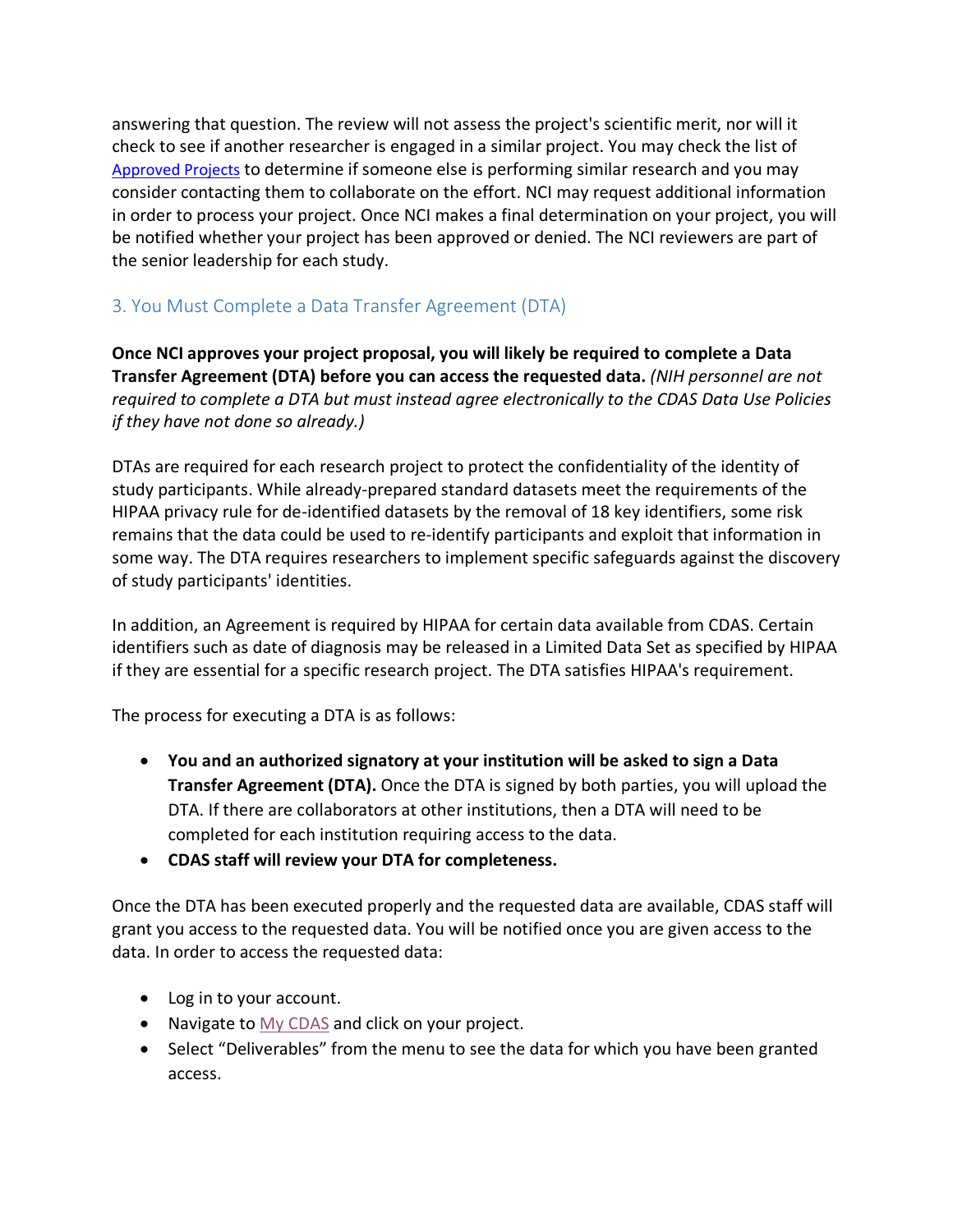answering that question. The review will not assess the project's scientific merit, nor will it check to see if another researcher is engaged in a similar project. You may check the list of [Approved Projects] to determine if someone else is performing similar research and you may consider contacting them to collaborate on the effort. NCI may request additional information in order to process your project. Once NCI makes a final determination on your project, you will be notified whether your project has been approved or denied. The NCI reviewers are part of the senior leadership for each study.

### 3. You Must Complete a Data Transfer Agreement (DTA)

**Once NCI approves your project proposal, you will likely be required to complete a Data Transfer Agreement (DTA) before you can access the requested data.** *(NIH personnel are not required to complete a DTA but must instead agree electronically to the CDAS Data Use Policies if they have not done so already.)*

DTAs are required for each research project to protect the confidentiality of the identity of study participants. While already-prepared standard datasets meet the requirements of the HIPAA privacy rule for de-identified datasets by the removal of 18 key identifiers, some risk remains that the data could be used to re-identify participants and exploit that information in some way. The DTA requires researchers to implement specific safeguards against the discovery of study participants' identities.

In addition, an Agreement is required by HIPAA for certain data available from CDAS. Certain identifiers such as date of diagnosis may be released in a Limited Data Set as specified by HIPAA if they are essential for a specific research project. The DTA satisfies HIPAA's requirement.

The process for executing a DTA is as follows:

- **You and an authorized signatory at your institution will be asked to sign a Data Transfer Agreement (DTA).** Once the DTA is signed by both parties, you will upload the DTA. If there are collaborators at other institutions, then a DTA will need to be completed for each institution requiring access to the data.
- **CDAS staff will review your DTA for completeness.**

Once the DTA has been executed properly and the requested data are available, CDAS staff will grant you access to the requested data. You will be notified once you are given access to the data. In order to access the requested data:

- Log in to your account.
- Navigate to My CDAS and click on your project.
- Select "Deliverables" from the menu to see the data for which you have been granted access.